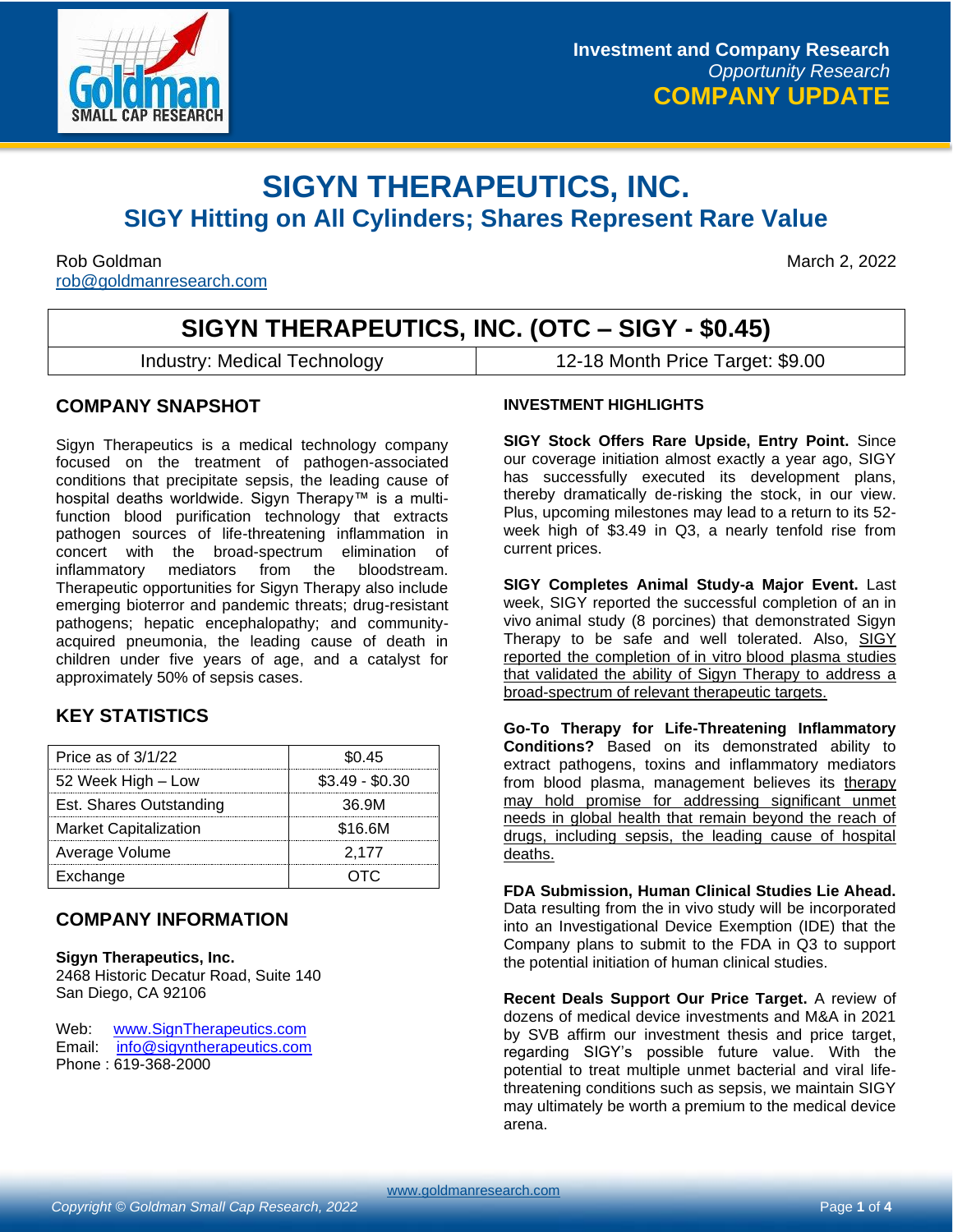Investment and Company Research
*Opportunity Research*
**COMPANY UPDATE**

# SIGYN THERAPEUTICS, INC.

## SIGY Hitting on All Cylinders; Shares Represent Rare Value

Rob Goldman
rob@goldmanresearch.com

March 2, 2022

| SIGYN THERAPEUTICS, INC. (OTC – SIGY - $0.45) | |
|---|---|
| Industry: Medical Technology | 12-18 Month Price Target: $9.00 |

## COMPANY SNAPSHOT

Sigyn Therapeutics is a medical technology company focused on the treatment of pathogen-associated conditions that precipitate sepsis, the leading cause of hospital deaths worldwide. Sigyn Therapy™ is a multi-function blood purification technology that extracts pathogen sources of life-threatening inflammation in concert with the broad-spectrum elimination of inflammatory mediators from the bloodstream. Therapeutic opportunities for Sigyn Therapy also include emerging bioterror and pandemic threats; drug-resistant pathogens; hepatic encephalopathy; and community-acquired pneumonia, the leading cause of death in children under five years of age, and a catalyst for approximately 50% of sepsis cases.

## KEY STATISTICS

| | |
|---|---|
| Price as of 3/1/22 | $0.45 |
| 52 Week High – Low | $3.49 - $0.30 |
| Est. Shares Outstanding | 36.9M |
| Market Capitalization | $16.6M |
| Average Volume | 2,177 |
| Exchange | OTC |

## COMPANY INFORMATION

**Sigyn Therapeutics, Inc.**
2468 Historic Decatur Road, Suite 140
San Diego, CA 92106

Web: www.SignTherapeutics.com
Email: info@sigyntherapeutics.com
Phone : 619-368-2000

## INVESTMENT HIGHLIGHTS

**SIGY Stock Offers Rare Upside, Entry Point.** Since our coverage initiation almost exactly a year ago, SIGY has successfully executed its development plans, thereby dramatically de-risking the stock, in our view. Plus, upcoming milestones may lead to a return to its 52-week high of $3.49 in Q3, a nearly tenfold rise from current prices.

**SIGY Completes Animal Study-a Major Event.** Last week, SIGY reported the successful completion of an in vivo animal study (8 porcines) that demonstrated Sigyn Therapy to be safe and well tolerated. Also, SIGY reported the completion of in vitro blood plasma studies that validated the ability of Sigyn Therapy to address a broad-spectrum of relevant therapeutic targets.

**Go-To Therapy for Life-Threatening Inflammatory Conditions?** Based on its demonstrated ability to extract pathogens, toxins and inflammatory mediators from blood plasma, management believes its therapy may hold promise for addressing significant unmet needs in global health that remain beyond the reach of drugs, including sepsis, the leading cause of hospital deaths.

**FDA Submission, Human Clinical Studies Lie Ahead.** Data resulting from the in vivo study will be incorporated into an Investigational Device Exemption (IDE) that the Company plans to submit to the FDA in Q3 to support the potential initiation of human clinical studies.

**Recent Deals Support Our Price Target.** A review of dozens of medical device investments and M&A in 2021 by SVB affirm our investment thesis and price target, regarding SIGY's possible future value. With the potential to treat multiple unmet bacterial and viral life-threatening conditions such as sepsis, we maintain SIGY may ultimately be worth a premium to the medical device arena.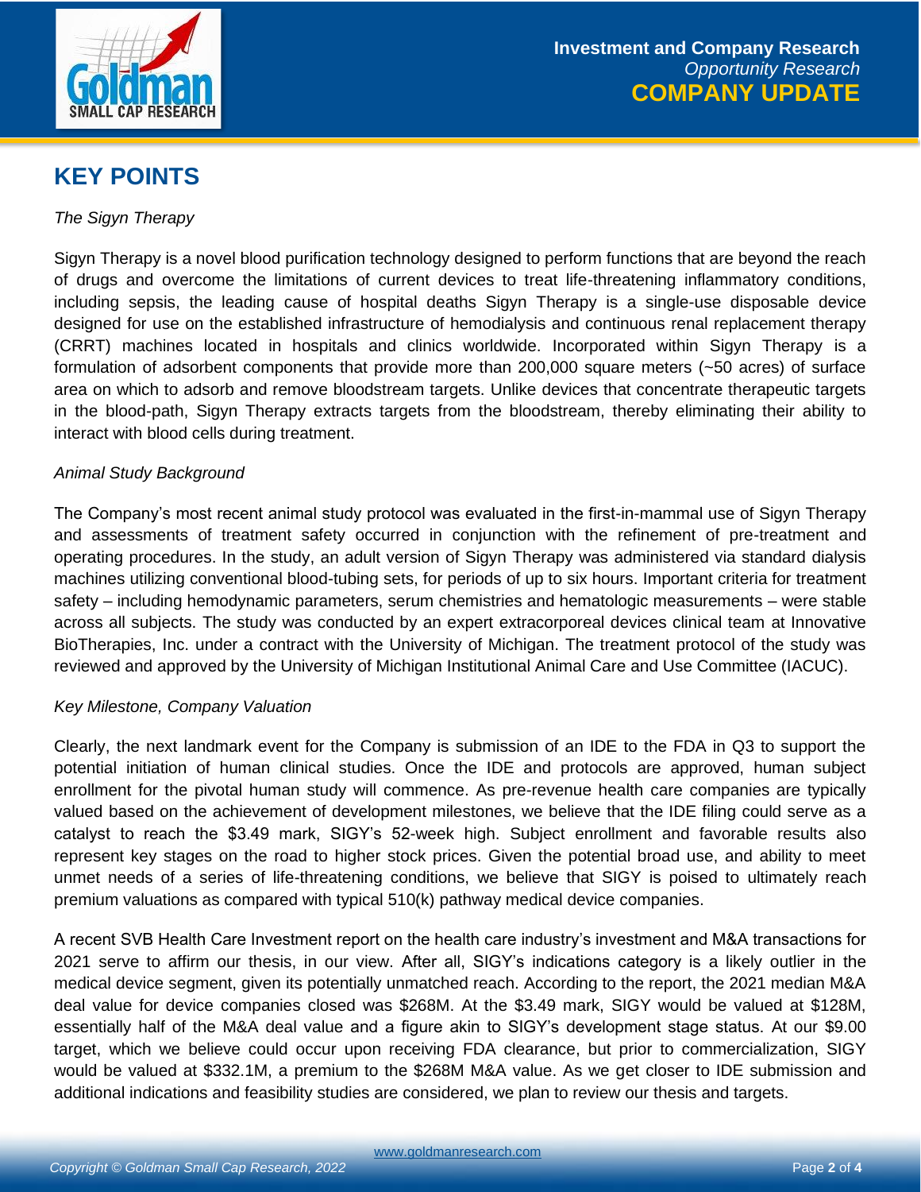## KEY POINTS

*The Sigyn Therapy*

Sigyn Therapy is a novel blood purification technology designed to perform functions that are beyond the reach of drugs and overcome the limitations of current devices to treat life-threatening inflammatory conditions, including sepsis, the leading cause of hospital deaths Sigyn Therapy is a single-use disposable device designed for use on the established infrastructure of hemodialysis and continuous renal replacement therapy (CRRT) machines located in hospitals and clinics worldwide. Incorporated within Sigyn Therapy is a formulation of adsorbent components that provide more than 200,000 square meters (~50 acres) of surface area on which to adsorb and remove bloodstream targets. Unlike devices that concentrate therapeutic targets in the blood-path, Sigyn Therapy extracts targets from the bloodstream, thereby eliminating their ability to interact with blood cells during treatment.

*Animal Study Background*

The Company's most recent animal study protocol was evaluated in the first-in-mammal use of Sigyn Therapy and assessments of treatment safety occurred in conjunction with the refinement of pre-treatment and operating procedures. In the study, an adult version of Sigyn Therapy was administered via standard dialysis machines utilizing conventional blood-tubing sets, for periods of up to six hours. Important criteria for treatment safety – including hemodynamic parameters, serum chemistries and hematologic measurements – were stable across all subjects. The study was conducted by an expert extracorporeal devices clinical team at Innovative BioTherapies, Inc. under a contract with the University of Michigan. The treatment protocol of the study was reviewed and approved by the University of Michigan Institutional Animal Care and Use Committee (IACUC).

*Key Milestone, Company Valuation*

Clearly, the next landmark event for the Company is submission of an IDE to the FDA in Q3 to support the potential initiation of human clinical studies. Once the IDE and protocols are approved, human subject enrollment for the pivotal human study will commence. As pre-revenue health care companies are typically valued based on the achievement of development milestones, we believe that the IDE filing could serve as a catalyst to reach the $3.49 mark, SIGY's 52-week high. Subject enrollment and favorable results also represent key stages on the road to higher stock prices. Given the potential broad use, and ability to meet unmet needs of a series of life-threatening conditions, we believe that SIGY is poised to ultimately reach premium valuations as compared with typical 510(k) pathway medical device companies.

A recent SVB Health Care Investment report on the health care industry's investment and M&A transactions for 2021 serve to affirm our thesis, in our view. After all, SIGY's indications category is a likely outlier in the medical device segment, given its potentially unmatched reach. According to the report, the 2021 median M&A deal value for device companies closed was $268M. At the $3.49 mark, SIGY would be valued at $128M, essentially half of the M&A deal value and a figure akin to SIGY's development stage status. At our $9.00 target, which we believe could occur upon receiving FDA clearance, but prior to commercialization, SIGY would be valued at $332.1M, a premium to the $268M M&A value. As we get closer to IDE submission and additional indications and feasibility studies are considered, we plan to review our thesis and targets.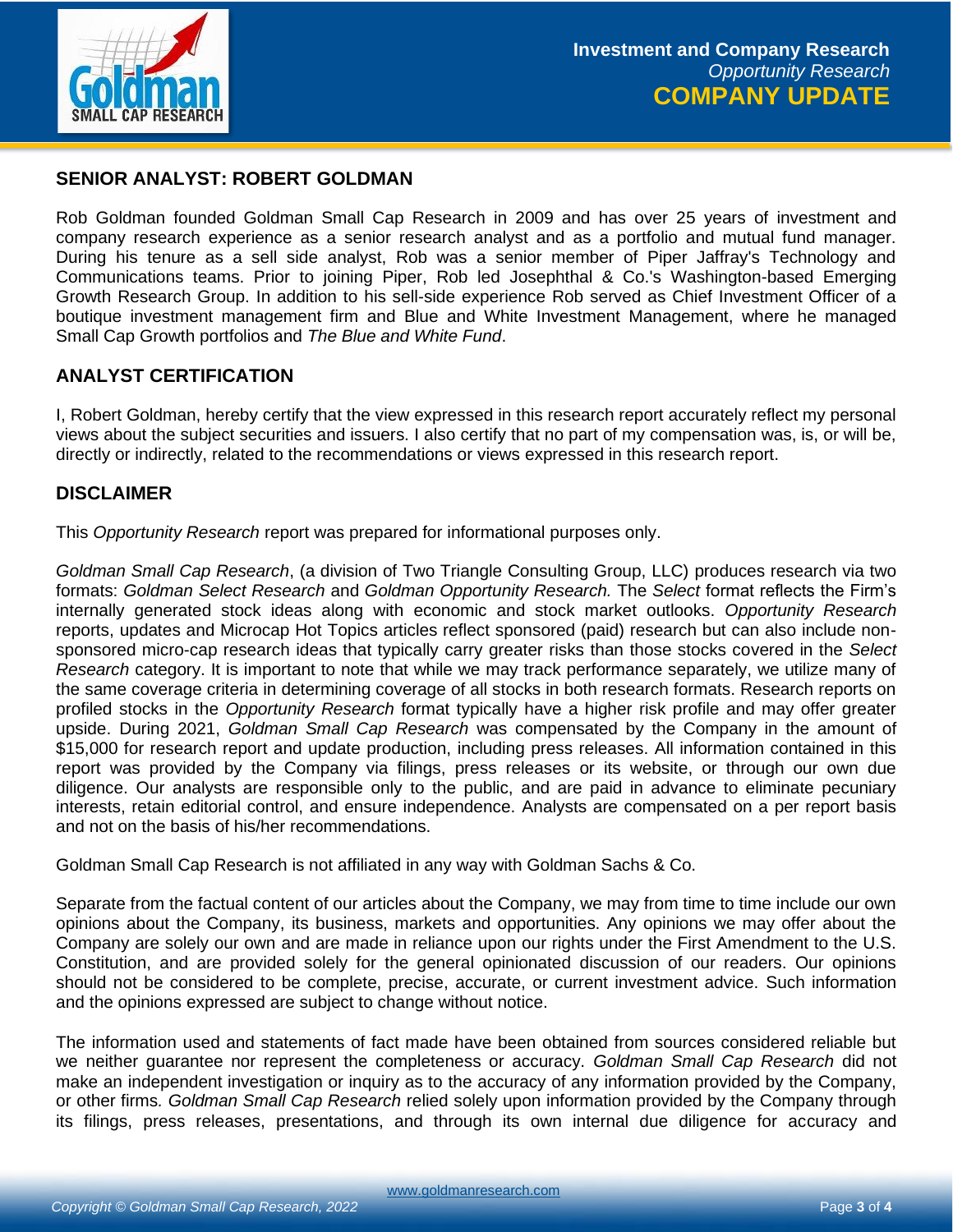## SENIOR ANALYST: ROBERT GOLDMAN

Rob Goldman founded Goldman Small Cap Research in 2009 and has over 25 years of investment and company research experience as a senior research analyst and as a portfolio and mutual fund manager. During his tenure as a sell side analyst, Rob was a senior member of Piper Jaffray's Technology and Communications teams. Prior to joining Piper, Rob led Josephthal & Co.'s Washington-based Emerging Growth Research Group. In addition to his sell-side experience Rob served as Chief Investment Officer of a boutique investment management firm and Blue and White Investment Management, where he managed Small Cap Growth portfolios and *The Blue and White Fund*.

## ANALYST CERTIFICATION

I, Robert Goldman, hereby certify that the view expressed in this research report accurately reflect my personal views about the subject securities and issuers. I also certify that no part of my compensation was, is, or will be, directly or indirectly, related to the recommendations or views expressed in this research report.

## DISCLAIMER

This *Opportunity Research* report was prepared for informational purposes only.

*Goldman Small Cap Research*, (a division of Two Triangle Consulting Group, LLC) produces research via two formats: *Goldman Select Research* and *Goldman Opportunity Research.* The *Select* format reflects the Firm's internally generated stock ideas along with economic and stock market outlooks. *Opportunity Research* reports, updates and Microcap Hot Topics articles reflect sponsored (paid) research but can also include non-sponsored micro-cap research ideas that typically carry greater risks than those stocks covered in the *Select Research* category. It is important to note that while we may track performance separately, we utilize many of the same coverage criteria in determining coverage of all stocks in both research formats. Research reports on profiled stocks in the *Opportunity Research* format typically have a higher risk profile and may offer greater upside. During 2021, *Goldman Small Cap Research* was compensated by the Company in the amount of $15,000 for research report and update production, including press releases. All information contained in this report was provided by the Company via filings, press releases or its website, or through our own due diligence. Our analysts are responsible only to the public, and are paid in advance to eliminate pecuniary interests, retain editorial control, and ensure independence. Analysts are compensated on a per report basis and not on the basis of his/her recommendations.

Goldman Small Cap Research is not affiliated in any way with Goldman Sachs & Co.

Separate from the factual content of our articles about the Company, we may from time to time include our own opinions about the Company, its business, markets and opportunities. Any opinions we may offer about the Company are solely our own and are made in reliance upon our rights under the First Amendment to the U.S. Constitution, and are provided solely for the general opinionated discussion of our readers. Our opinions should not be considered to be complete, precise, accurate, or current investment advice. Such information and the opinions expressed are subject to change without notice.

The information used and statements of fact made have been obtained from sources considered reliable but we neither guarantee nor represent the completeness or accuracy. *Goldman Small Cap Research* did not make an independent investigation or inquiry as to the accuracy of any information provided by the Company, or other firms. *Goldman Small Cap Research* relied solely upon information provided by the Company through its filings, press releases, presentations, and through its own internal due diligence for accuracy and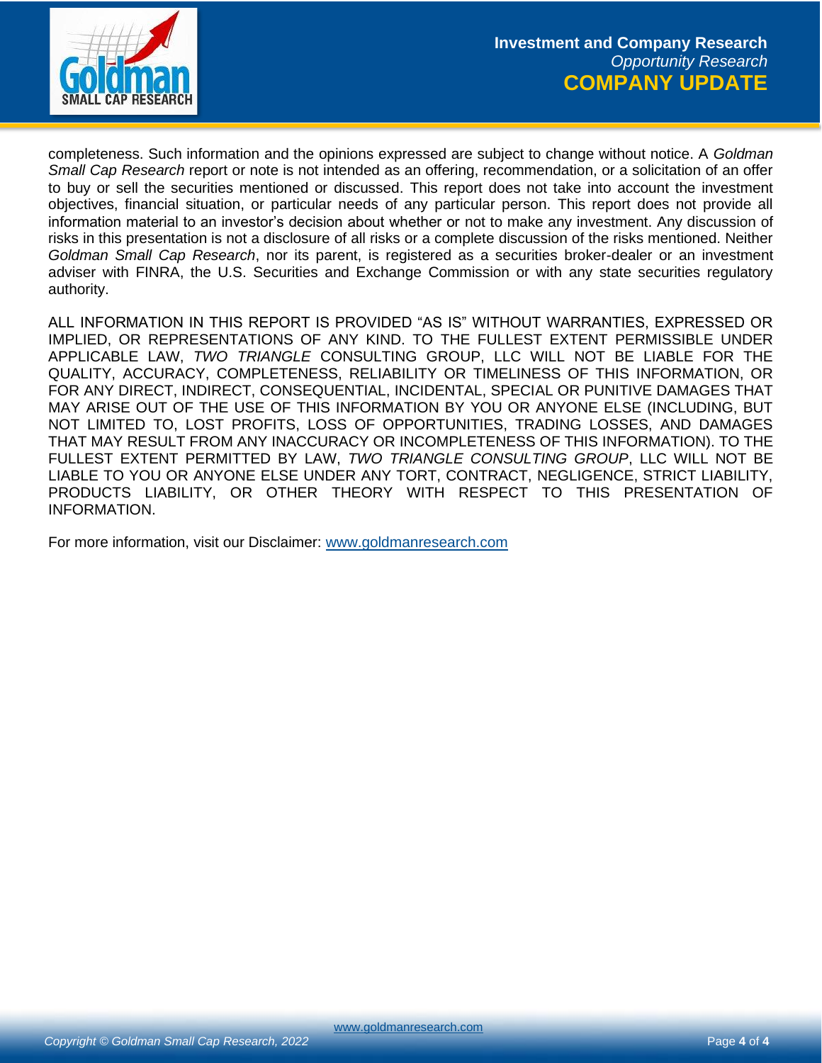completeness. Such information and the opinions expressed are subject to change without notice. A *Goldman Small Cap Research* report or note is not intended as an offering, recommendation, or a solicitation of an offer to buy or sell the securities mentioned or discussed. This report does not take into account the investment objectives, financial situation, or particular needs of any particular person. This report does not provide all information material to an investor's decision about whether or not to make any investment. Any discussion of risks in this presentation is not a disclosure of all risks or a complete discussion of the risks mentioned. Neither *Goldman Small Cap Research*, nor its parent, is registered as a securities broker-dealer or an investment adviser with FINRA, the U.S. Securities and Exchange Commission or with any state securities regulatory authority.

ALL INFORMATION IN THIS REPORT IS PROVIDED "AS IS" WITHOUT WARRANTIES, EXPRESSED OR IMPLIED, OR REPRESENTATIONS OF ANY KIND. TO THE FULLEST EXTENT PERMISSIBLE UNDER APPLICABLE LAW, *TWO TRIANGLE* CONSULTING GROUP, LLC WILL NOT BE LIABLE FOR THE QUALITY, ACCURACY, COMPLETENESS, RELIABILITY OR TIMELINESS OF THIS INFORMATION, OR FOR ANY DIRECT, INDIRECT, CONSEQUENTIAL, INCIDENTAL, SPECIAL OR PUNITIVE DAMAGES THAT MAY ARISE OUT OF THE USE OF THIS INFORMATION BY YOU OR ANYONE ELSE (INCLUDING, BUT NOT LIMITED TO, LOST PROFITS, LOSS OF OPPORTUNITIES, TRADING LOSSES, AND DAMAGES THAT MAY RESULT FROM ANY INACCURACY OR INCOMPLETENESS OF THIS INFORMATION). TO THE FULLEST EXTENT PERMITTED BY LAW, *TWO TRIANGLE CONSULTING GROUP*, LLC WILL NOT BE LIABLE TO YOU OR ANYONE ELSE UNDER ANY TORT, CONTRACT, NEGLIGENCE, STRICT LIABILITY, PRODUCTS LIABILITY, OR OTHER THEORY WITH RESPECT TO THIS PRESENTATION OF INFORMATION.

For more information, visit our Disclaimer: www.goldmanresearch.com